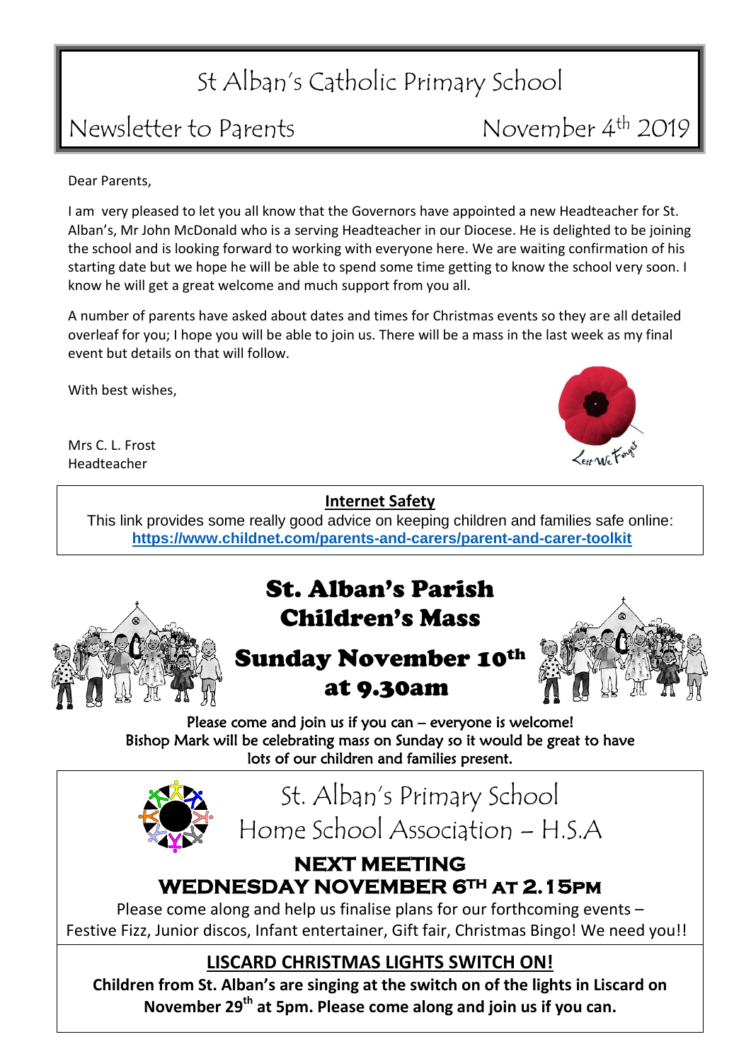# St Alban's Catholic Primary School

## Newsletter to Parents — November 4th 2019

Dear Parents,

I am very pleased to let you all know that the Governors have appointed a new Headteacher for St. Alban's, Mr John McDonald who is a serving Headteacher in our Diocese. He is delighted to be joining the school and is looking forward to working with everyone here. We are waiting confirmation of his starting date but we hope he will be able to spend some time getting to know the school very soon. I know he will get a great welcome and much support from you all.

A number of parents have asked about dates and times for Christmas events so they are all detailed overleaf for you; I hope you will be able to join us. There will be a mass in the last week as my final event but details on that will follow.

With best wishes,

Mrs C. L. Frost
Headteacher

Lest We Forget

**Internet Safety**

This link provides some really good advice on keeping children and families safe online:
**https://www.childnet.com/parents-and-carers/parent-and-carer-toolkit**

## St. Alban's Parish Children's Mass

## Sunday November 10th at 9.30am

Please come and join us if you can – everyone is welcome!
Bishop Mark will be celebrating mass on Sunday so it would be great to have lots of our children and families present.

## St. Alban's Primary School Home School Association – H.S.A

### NEXT MEETING WEDNESDAY NOVEMBER 6TH AT 2.15PM

Please come along and help us finalise plans for our forthcoming events – Festive Fizz, Junior discos, Infant entertainer, Gift fair, Christmas Bingo! We need you!!

## LISCARD CHRISTMAS LIGHTS SWITCH ON!

**Children from St. Alban's are singing at the switch on of the lights in Liscard on November 29th at 5pm. Please come along and join us if you can.**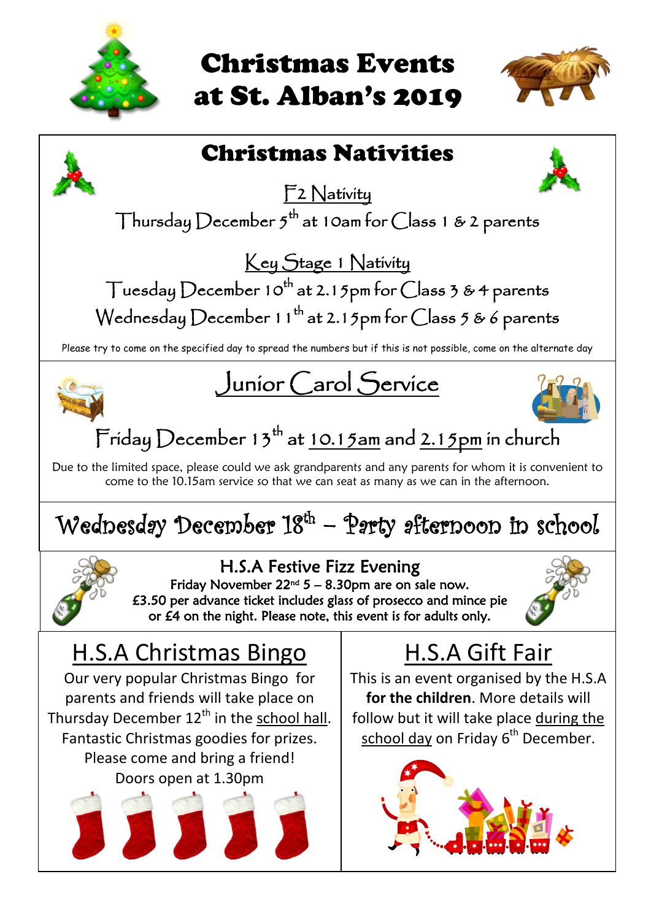# Christmas Events at St. Alban's 2019

## Christmas Nativities

F2 Nativity

Thursday December 5th at 10am for Class 1 & 2 parents

Key Stage 1 Nativity

Tuesday December 10th at 2.15pm for Class 3 & 4 parents

Wednesday December 11th at 2.15pm for Class 5 & 6 parents

Please try to come on the specified day to spread the numbers but if this is not possible, come on the alternate day

## Junior Carol Service

Friday December 13th at 10.15am and 2.15pm in church

Due to the limited space, please could we ask grandparents and any parents for whom it is convenient to come to the 10.15am service so that we can seat as many as we can in the afternoon.

## Wednesday December 18th – Party afternoon in school

### H.S.A Festive Fizz Evening

Friday November 22nd 5 – 8.30pm are on sale now.
£3.50 per advance ticket includes glass of prosecco and mince pie or £4 on the night. Please note, this event is for adults only.

## H.S.A Christmas Bingo

Our very popular Christmas Bingo for parents and friends will take place on Thursday December 12th in the school hall. Fantastic Christmas goodies for prizes. Please come and bring a friend! Doors open at 1.30pm

## H.S.A Gift Fair

This is an event organised by the H.S.A **for the children**. More details will follow but it will take place during the school day on Friday 6th December.